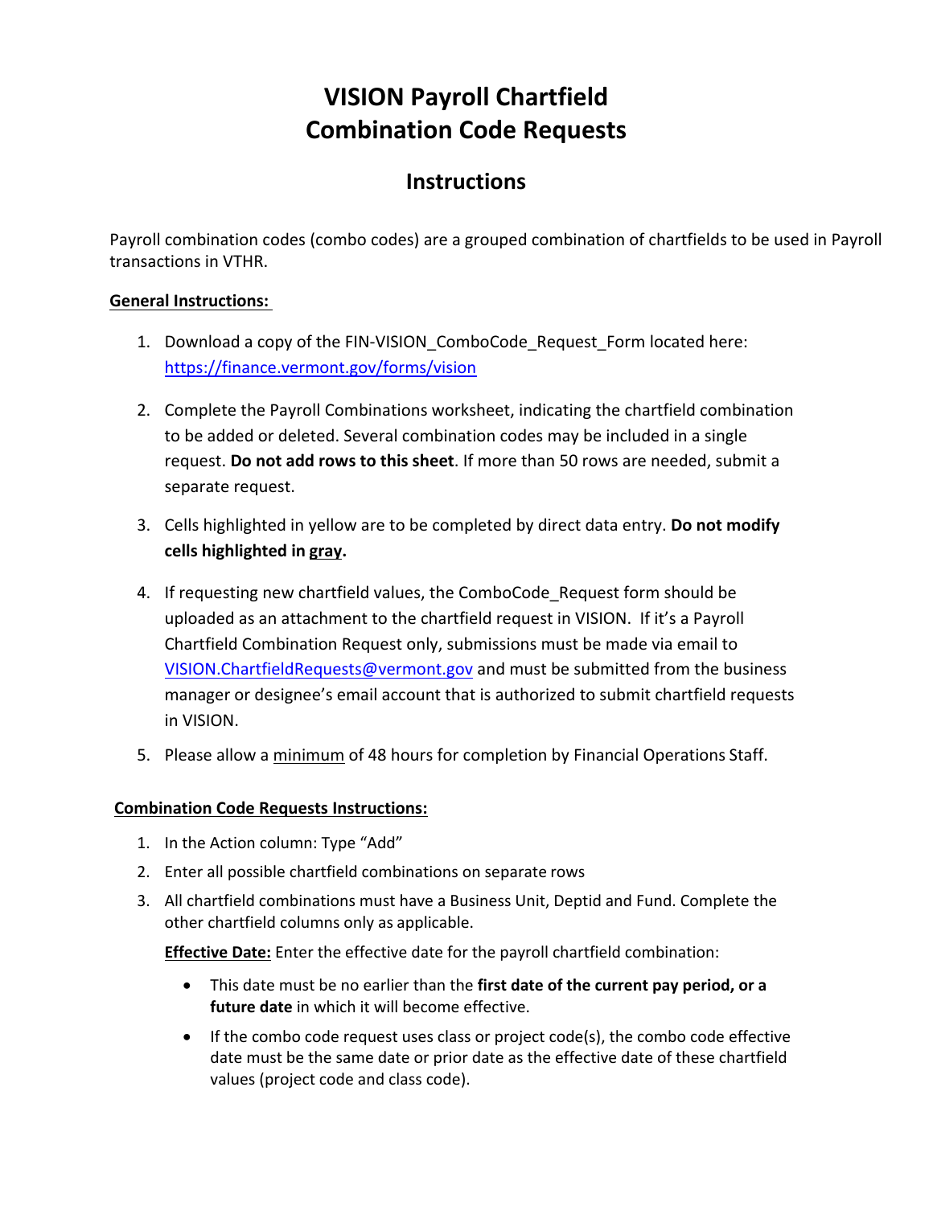# VISION Payroll Chartfield Combination Code Requests

## Instructions

Payroll combination codes (combo codes) are a grouped combination of chartfields to be used in Payroll transactions in VTHR.

**General Instructions:**

1. Download a copy of the FIN-VISION_ComboCode_Request_Form located here: [https://finance.vermont.gov/forms/vision](https://finance.vermont.gov/forms/vision)

2. Complete the Payroll Combinations worksheet, indicating the chartfield combination to be added or deleted. Several combination codes may be included in a single request. **Do not add rows to this sheet**. If more than 50 rows are needed, submit a separate request.

3. Cells highlighted in yellow are to be completed by direct data entry. **Do not modify cells highlighted in gray.**

4. If requesting new chartfield values, the ComboCode_Request form should be uploaded as an attachment to the chartfield request in VISION. If it's a Payroll Chartfield Combination Request only, submissions must be made via email to [VISION.ChartfieldRequests@vermont.gov](mailto:VISION.ChartfieldRequests@vermont.gov) and must be submitted from the business manager or designee's email account that is authorized to submit chartfield requests in VISION.

5. Please allow a minimum of 48 hours for completion by Financial Operations Staff.

**Combination Code Requests Instructions:**

1. In the Action column: Type "Add"
2. Enter all possible chartfield combinations on separate rows
3. All chartfield combinations must have a Business Unit, Deptid and Fund. Complete the other chartfield columns only as applicable.

   **Effective Date:** Enter the effective date for the payroll chartfield combination:

   - This date must be no earlier than the **first date of the current pay period, or a future date** in which it will become effective.
   - If the combo code request uses class or project code(s), the combo code effective date must be the same date or prior date as the effective date of these chartfield values (project code and class code).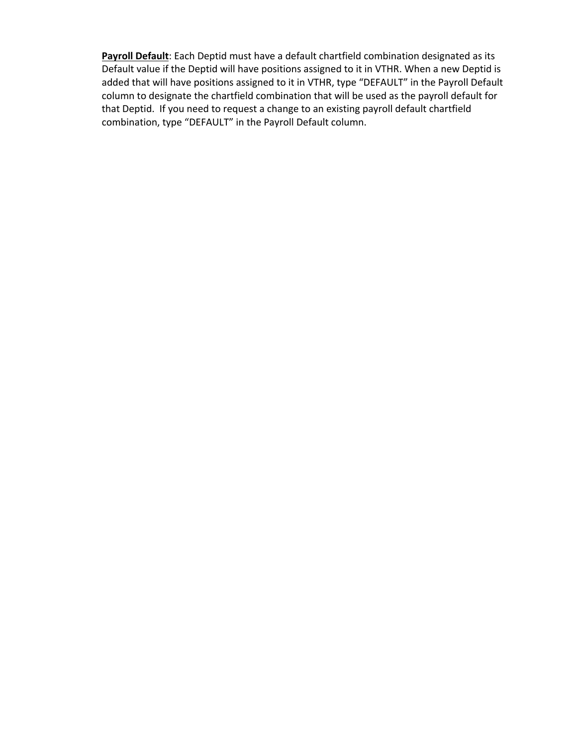**<u>Payroll Default</u>**: Each Deptid must have a default chartfield combination designated as its Default value if the Deptid will have positions assigned to it in VTHR. When a new Deptid is added that will have positions assigned to it in VTHR, type “DEFAULT” in the Payroll Default column to designate the chartfield combination that will be used as the payroll default for that Deptid. If you need to request a change to an existing payroll default chartfield combination, type “DEFAULT” in the Payroll Default column.